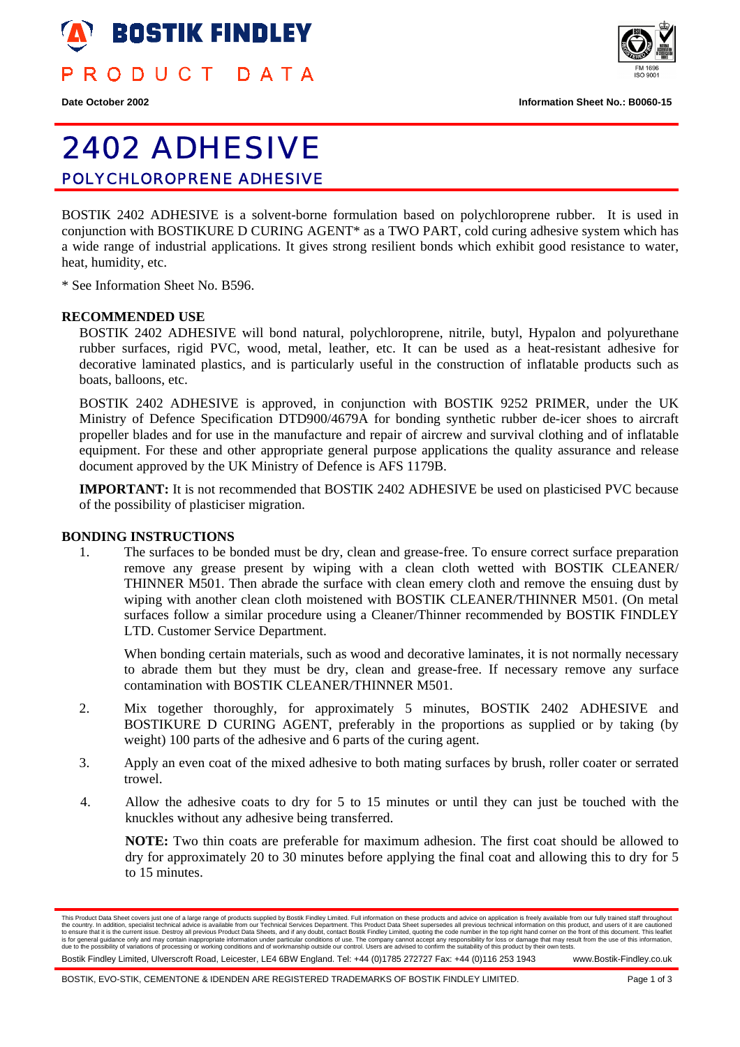# BOSTIK FINDLEY

PRODUCT DATA

**Date October 2002** **Information Sheet No.: B0060-15**

# 2402 ADHESIVE

## POLYCHLOROPRENE ADHESIVE

BOSTIK 2402 ADHESIVE is a solvent-borne formulation based on polychloroprene rubber. It is used in conjunction with BOSTIKURE D CURING AGENT* as a TWO PART, cold curing adhesive system which has a wide range of industrial applications. It gives strong resilient bonds which exhibit good resistance to water, heat, humidity, etc.

* See Information Sheet No. B596.

### RECOMMENDED USE

BOSTIK 2402 ADHESIVE will bond natural, polychloroprene, nitrile, butyl, Hypalon and polyurethane rubber surfaces, rigid PVC, wood, metal, leather, etc. It can be used as a heat-resistant adhesive for decorative laminated plastics, and is particularly useful in the construction of inflatable products such as boats, balloons, etc.

BOSTIK 2402 ADHESIVE is approved, in conjunction with BOSTIK 9252 PRIMER, under the UK Ministry of Defence Specification DTD900/4679A for bonding synthetic rubber de-icer shoes to aircraft propeller blades and for use in the manufacture and repair of aircrew and survival clothing and of inflatable equipment. For these and other appropriate general purpose applications the quality assurance and release document approved by the UK Ministry of Defence is AFS 1179B.

**IMPORTANT:** It is not recommended that BOSTIK 2402 ADHESIVE be used on plasticised PVC because of the possibility of plasticiser migration.

### BONDING INSTRUCTIONS

1. The surfaces to be bonded must be dry, clean and grease-free. To ensure correct surface preparation remove any grease present by wiping with a clean cloth wetted with BOSTIK CLEANER/ THINNER M501. Then abrade the surface with clean emery cloth and remove the ensuing dust by wiping with another clean cloth moistened with BOSTIK CLEANER/THINNER M501. (On metal surfaces follow a similar procedure using a Cleaner/Thinner recommended by BOSTIK FINDLEY LTD. Customer Service Department.

   When bonding certain materials, such as wood and decorative laminates, it is not normally necessary to abrade them but they must be dry, clean and grease-free. If necessary remove any surface contamination with BOSTIK CLEANER/THINNER M501.

2. Mix together thoroughly, for approximately 5 minutes, BOSTIK 2402 ADHESIVE and BOSTIKURE D CURING AGENT, preferably in the proportions as supplied or by taking (by weight) 100 parts of the adhesive and 6 parts of the curing agent.

3. Apply an even coat of the mixed adhesive to both mating surfaces by brush, roller coater or serrated trowel.

4. Allow the adhesive coats to dry for 5 to 15 minutes or until they can just be touched with the knuckles without any adhesive being transferred.

   **NOTE:** Two thin coats are preferable for maximum adhesion. The first coat should be allowed to dry for approximately 20 to 30 minutes before applying the final coat and allowing this to dry for 5 to 15 minutes.

This Product Data Sheet covers just one of a large range of products supplied by Bostik Findley Limited. Full information on these products and advice on application is freely available from our fully trained staff throughout the country. In addition, specialist technical advice is available from our Technical Services Department. This Product Data Sheet supersedes all previous technical information on this product, and users of it are cautioned to ensure that it is the current issue. Destroy all previous Product Data Sheets, and if any doubt, contact Bostik Findley Limited, quoting the code number in the top right hand corner on the front of this document. This leaflet is for general guidance only and may contain inappropriate information under particular conditions of use. The company cannot accept any responsibility for loss or damage that may result from the use of this information, due to the possibility of variations of processing or working conditions and of workmanship outside our control. Users are advised to confirm the suitability of this product by their own tests.

Bostik Findley Limited, Ulverscroft Road, Leicester, LE4 6BW England. Tel: +44 (0)1785 272727 Fax: +44 (0)116 253 1943 www.Bostik-Findley.co.uk

BOSTIK, EVO-STIK, CEMENTONE & IDENDEN ARE REGISTERED TRADEMARKS OF BOSTIK FINDLEY LIMITED.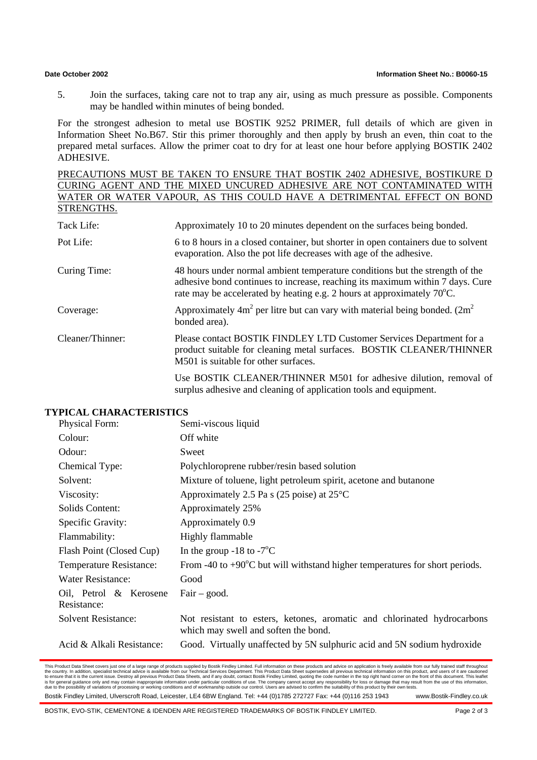5. Join the surfaces, taking care not to trap any air, using as much pressure as possible. Components may be handled within minutes of being bonded.

For the strongest adhesion to metal use BOSTIK 9252 PRIMER, full details of which are given in Information Sheet No.B67. Stir this primer thoroughly and then apply by brush an even, thin coat to the prepared metal surfaces. Allow the primer coat to dry for at least one hour before applying BOSTIK 2402 ADHESIVE.

<u>PRECAUTIONS MUST BE TAKEN TO ENSURE THAT BOSTIK 2402 ADHESIVE, BOSTIKURE D CURING AGENT AND THE MIXED UNCURED ADHESIVE ARE NOT CONTAMINATED WITH WATER OR WATER VAPOUR, AS THIS COULD HAVE A DETRIMENTAL EFFECT ON BOND STRENGTHS.</u>

| | |
|---|---|
| Tack Life: | Approximately 10 to 20 minutes dependent on the surfaces being bonded. |
| Pot Life: | 6 to 8 hours in a closed container, but shorter in open containers due to solvent evaporation. Also the pot life decreases with age of the adhesive. |
| Curing Time: | 48 hours under normal ambient temperature conditions but the strength of the adhesive bond continues to increase, reaching its maximum within 7 days. Cure rate may be accelerated by heating e.g. 2 hours at approximately 70°C. |
| Coverage: | Approximately $4m^2$ per litre but can vary with material being bonded. ($2m^2$ bonded area). |
| Cleaner/Thinner: | Please contact BOSTIK FINDLEY LTD Customer Services Department for a product suitable for cleaning metal surfaces. BOSTIK CLEANER/THINNER M501 is suitable for other surfaces. |
| | Use BOSTIK CLEANER/THINNER M501 for adhesive dilution, removal of surplus adhesive and cleaning of application tools and equipment. |

## TYPICAL CHARACTERISTICS

| | |
|---|---|
| Physical Form: | Semi-viscous liquid |
| Colour: | Off white |
| Odour: | Sweet |
| Chemical Type: | Polychloroprene rubber/resin based solution |
| Solvent: | Mixture of toluene, light petroleum spirit, acetone and butanone |
| Viscosity: | Approximately 2.5 Pa s (25 poise) at 25°C |
| Solids Content: | Approximately 25% |
| Specific Gravity: | Approximately 0.9 |
| Flammability: | Highly flammable |
| Flash Point (Closed Cup) | In the group -18 to -7°C |
| Temperature Resistance: | From -40 to +90°C but will withstand higher temperatures for short periods. |
| Water Resistance: | Good |
| Oil, Petrol & Kerosene Resistance: | Fair – good. |
| Solvent Resistance: | Not resistant to esters, ketones, aromatic and chlorinated hydrocarbons which may swell and soften the bond. |
| Acid & Alkali Resistance: | Good. Virtually unaffected by 5N sulphuric acid and 5N sodium hydroxide |

This Product Data Sheet covers just one of a large range of products supplied by Bostik Findley Limited. Full information on these products and advice on application is freely available from our fully trained staff throughout the country. In addition, specialist technical advice is available from our Technical Services Department. This Product Data Sheet supersedes all previous technical information on this product, and users of it are cautioned to ensure that it is the current issue. Destroy all previous Product Data Sheets, and if any doubt, contact Bostik Findley Limited, quoting the code number in the top right hand corner on the front of this document. This leaflet is for general guidance only and may contain inappropriate information under particular conditions of use. The company cannot accept any responsibility for loss or damage that may result from the use of this information, due to the possibility of variations of processing or working conditions and of workmanship outside our control. Users are advised to confirm the suitability of this product by their own tests.

Bostik Findley Limited, Ulverscroft Road, Leicester, LE4 6BW England. Tel: +44 (0)1785 272727 Fax: +44 (0)116 253 1943 www.Bostik-Findley.co.uk

BOSTIK, EVO-STIK, CEMENTONE & IDENDEN ARE REGISTERED TRADEMARKS OF BOSTIK FINDLEY LIMITED.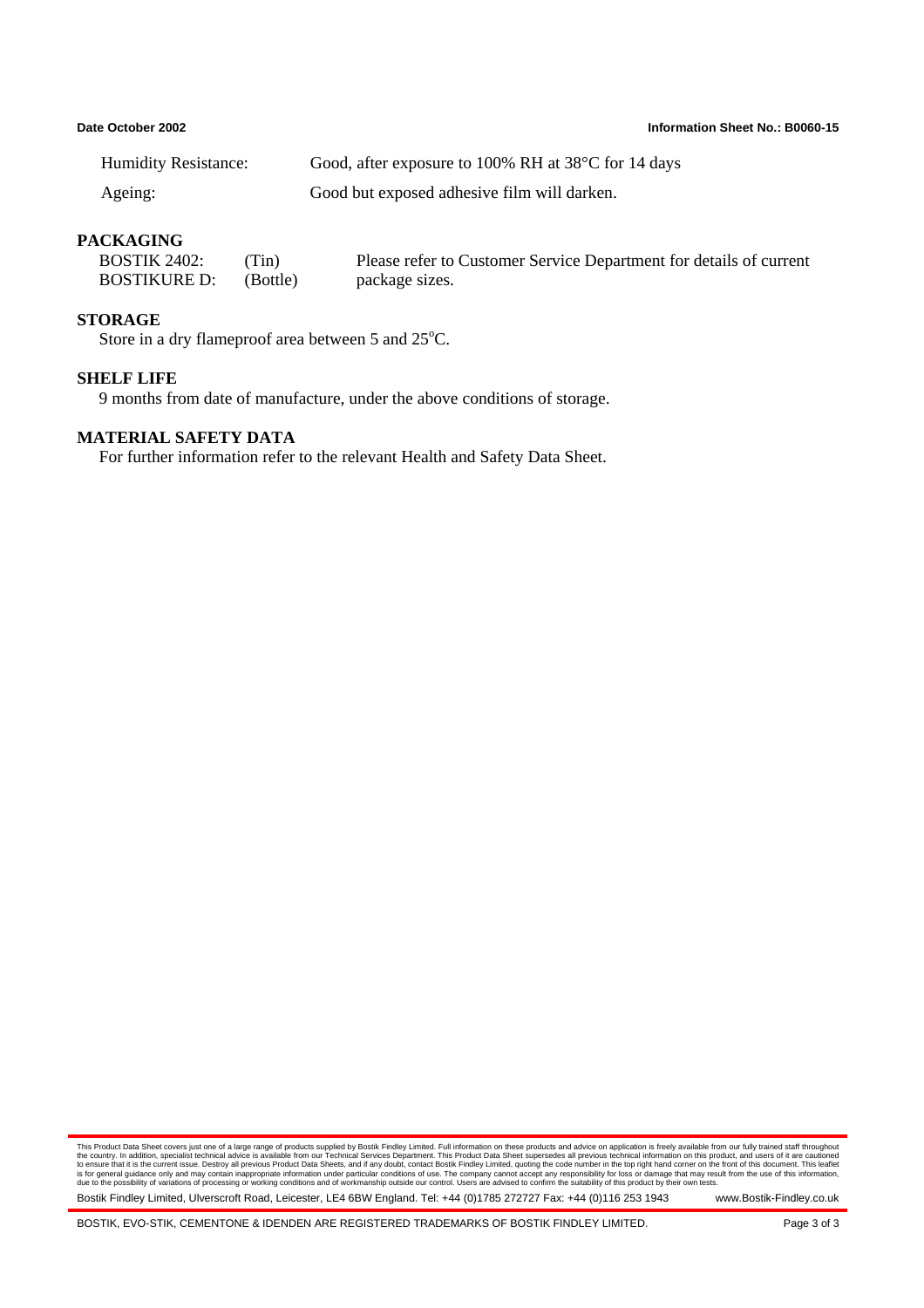| | |
|---|---|
| Humidity Resistance: | Good, after exposure to 100% RH at 38°C for 14 days |
| Ageing: | Good but exposed adhesive film will darken. |

## PACKAGING

| | | |
|---|---|---|
| BOSTIK 2402: | (Tin) | Please refer to Customer Service Department for details of current package sizes. |
| BOSTIKURE D: | (Bottle) | |

## STORAGE

Store in a dry flameproof area between 5 and 25°C.

## SHELF LIFE

9 months from date of manufacture, under the above conditions of storage.

## MATERIAL SAFETY DATA

For further information refer to the relevant Health and Safety Data Sheet.

This Product Data Sheet covers just one of a large range of products supplied by Bostik Findley Limited. Full information on these products and advice on application is freely available from our fully trained staff throughout the country. In addition, specialist technical advice is available from our Technical Services Department. This Product Data Sheet supersedes all previous technical information on this product, and users of it are cautioned to ensure that it is the current issue. Destroy all previous Product Data Sheets, and if any doubt, contact Bostik Findley Limited, quoting the code number in the top right hand corner on the front of this document. This leaflet is for general guidance only and may contain inappropriate information under particular conditions of use. The company cannot accept any responsibility for loss or damage that may result from the use of this information, due to the possibility of variations of processing or working conditions and of workmanship outside our control. Users are advised to confirm the suitability of this product by their own tests.

Bostik Findley Limited, Ulverscroft Road, Leicester, LE4 6BW England. Tel: +44 (0)1785 272727 Fax: +44 (0)116 253 1943 www.Bostik-Findley.co.uk

BOSTIK, EVO-STIK, CEMENTONE & IDENDEN ARE REGISTERED TRADEMARKS OF BOSTIK FINDLEY LIMITED.